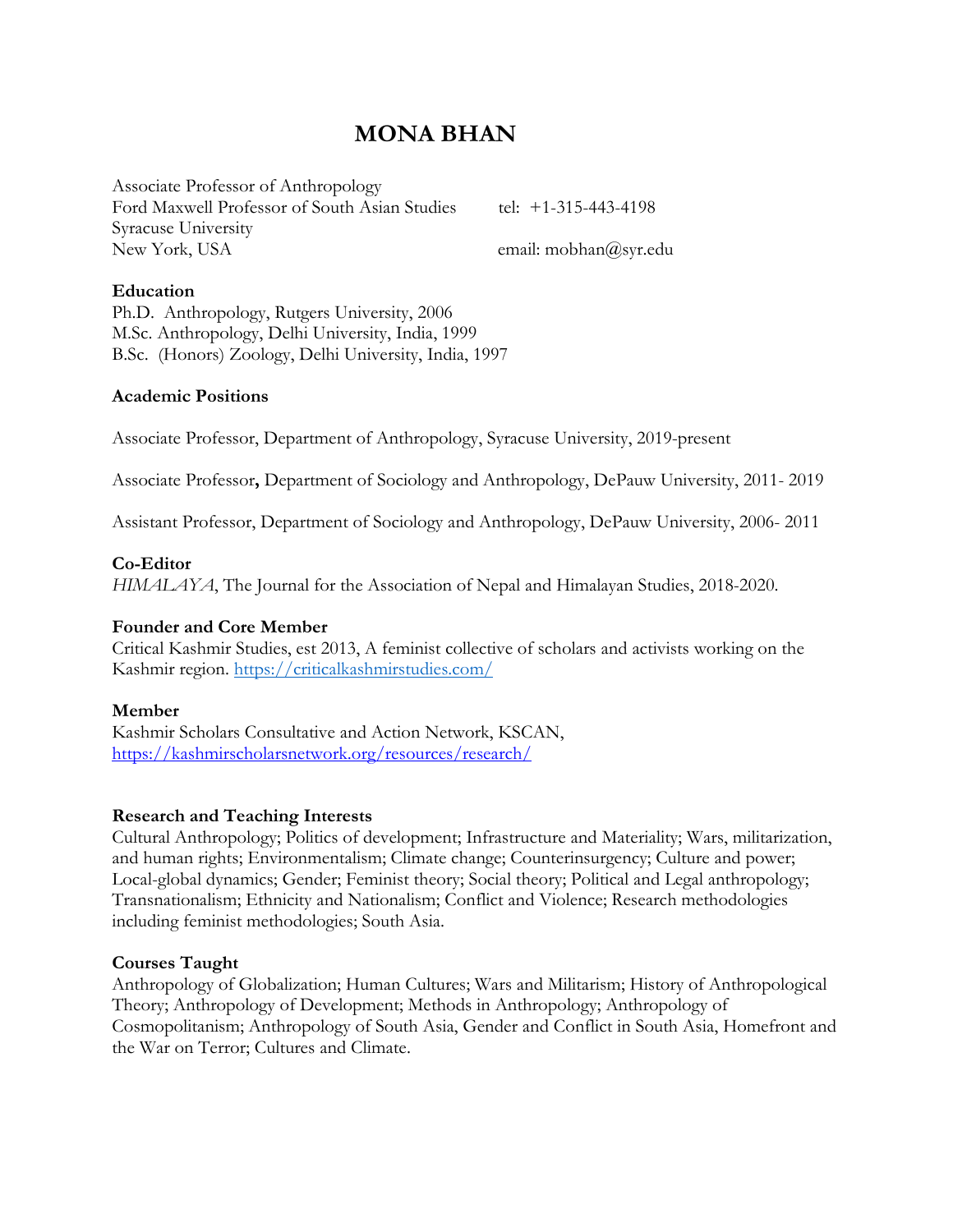# MONA BHAN

Associate Professor of Anthropology
Ford Maxwell Professor of South Asian Studies
Syracuse University
New York, USA

tel: +1-315-443-4198
email: mobhan@syr.edu

**Education**
Ph.D. Anthropology, Rutgers University, 2006
M.Sc. Anthropology, Delhi University, India, 1999
B.Sc. (Honors) Zoology, Delhi University, India, 1997

**Academic Positions**

Associate Professor, Department of Anthropology, Syracuse University, 2019-present

Associate Professor**,** Department of Sociology and Anthropology, DePauw University, 2011- 2019

Assistant Professor, Department of Sociology and Anthropology, DePauw University, 2006- 2011

**Co-Editor**
*HIMALAYA*, The Journal for the Association of Nepal and Himalayan Studies, 2018-2020.

**Founder and Core Member**
Critical Kashmir Studies, est 2013, A feminist collective of scholars and activists working on the Kashmir region. https://criticalkashmirstudies.com/

**Member**
Kashmir Scholars Consultative and Action Network, KSCAN, https://kashmirscholarsnetwork.org/resources/research/

**Research and Teaching Interests**
Cultural Anthropology; Politics of development; Infrastructure and Materiality; Wars, militarization, and human rights; Environmentalism; Climate change; Counterinsurgency; Culture and power; Local-global dynamics; Gender; Feminist theory; Social theory; Political and Legal anthropology; Transnationalism; Ethnicity and Nationalism; Conflict and Violence; Research methodologies including feminist methodologies; South Asia.

**Courses Taught**
Anthropology of Globalization; Human Cultures; Wars and Militarism; History of Anthropological Theory; Anthropology of Development; Methods in Anthropology; Anthropology of Cosmopolitanism; Anthropology of South Asia, Gender and Conflict in South Asia, Homefront and the War on Terror; Cultures and Climate.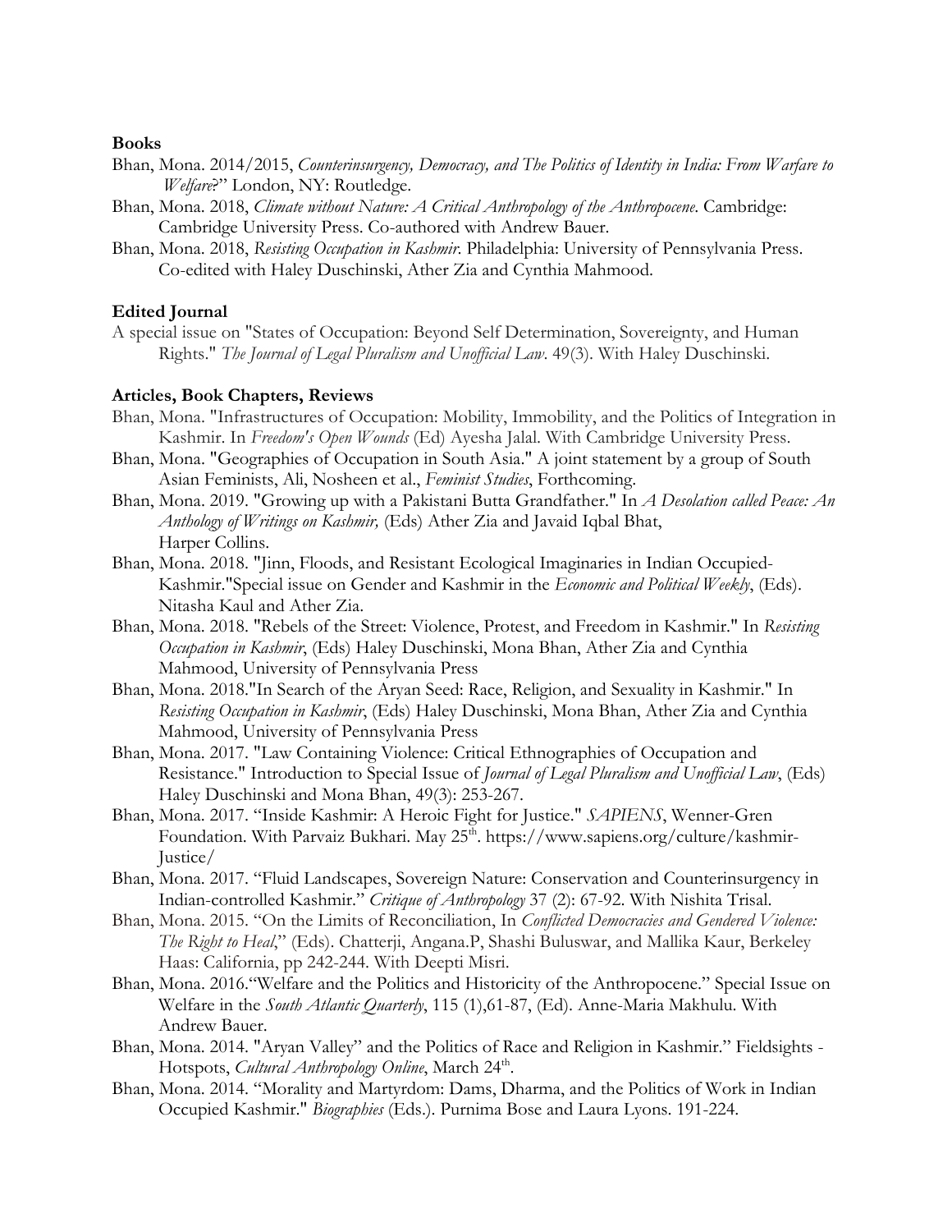**Books**

Bhan, Mona. 2014/2015, *Counterinsurgency, Democracy, and The Politics of Identity in India: From Warfare to Welfare*?" London, NY: Routledge.

Bhan, Mona. 2018, *Climate without Nature: A Critical Anthropology of the Anthropocene*. Cambridge: Cambridge University Press. Co-authored with Andrew Bauer.

Bhan, Mona. 2018, *Resisting Occupation in Kashmir*. Philadelphia: University of Pennsylvania Press. Co-edited with Haley Duschinski, Ather Zia and Cynthia Mahmood.

**Edited Journal**

A special issue on "States of Occupation: Beyond Self Determination, Sovereignty, and Human Rights." *The Journal of Legal Pluralism and Unofficial Law*. 49(3). With Haley Duschinski.

**Articles, Book Chapters, Reviews**

Bhan, Mona. "Infrastructures of Occupation: Mobility, Immobility, and the Politics of Integration in Kashmir. In *Freedom's Open Wounds* (Ed) Ayesha Jalal. With Cambridge University Press.

Bhan, Mona. "Geographies of Occupation in South Asia." A joint statement by a group of South Asian Feminists, Ali, Nosheen et al., *Feminist Studies*, Forthcoming.

Bhan, Mona. 2019. "Growing up with a Pakistani Butta Grandfather." In *A Desolation called Peace: An Anthology of Writings on Kashmir,* (Eds) Ather Zia and Javaid Iqbal Bhat, Harper Collins.

Bhan, Mona. 2018. "Jinn, Floods, and Resistant Ecological Imaginaries in Indian Occupied-Kashmir."Special issue on Gender and Kashmir in the *Economic and Political Weekly*, (Eds). Nitasha Kaul and Ather Zia.

Bhan, Mona. 2018. "Rebels of the Street: Violence, Protest, and Freedom in Kashmir." In *Resisting Occupation in Kashmir*, (Eds) Haley Duschinski, Mona Bhan, Ather Zia and Cynthia Mahmood, University of Pennsylvania Press

Bhan, Mona. 2018."In Search of the Aryan Seed: Race, Religion, and Sexuality in Kashmir." In *Resisting Occupation in Kashmir*, (Eds) Haley Duschinski, Mona Bhan, Ather Zia and Cynthia Mahmood, University of Pennsylvania Press

Bhan, Mona. 2017. "Law Containing Violence: Critical Ethnographies of Occupation and Resistance." Introduction to Special Issue of *Journal of Legal Pluralism and Unofficial Law*, (Eds) Haley Duschinski and Mona Bhan, 49(3): 253-267.

Bhan, Mona. 2017. "Inside Kashmir: A Heroic Fight for Justice." *SAPIENS*, Wenner-Gren Foundation. With Parvaiz Bukhari. May 25th. https://www.sapiens.org/culture/kashmir-Justice/

Bhan, Mona. 2017. "Fluid Landscapes, Sovereign Nature: Conservation and Counterinsurgency in Indian-controlled Kashmir." *Critique of Anthropology* 37 (2): 67-92. With Nishita Trisal.

Bhan, Mona. 2015. "On the Limits of Reconciliation, In *Conflicted Democracies and Gendered Violence: The Right to Heal*," (Eds). Chatterji, Angana.P, Shashi Buluswar, and Mallika Kaur, Berkeley Haas: California, pp 242-244. With Deepti Misri.

Bhan, Mona. 2016."Welfare and the Politics and Historicity of the Anthropocene." Special Issue on Welfare in the *South Atlantic Quarterly*, 115 (1),61-87, (Ed). Anne-Maria Makhulu. With Andrew Bauer.

Bhan, Mona. 2014. "Aryan Valley" and the Politics of Race and Religion in Kashmir." Fieldsights - Hotspots, *Cultural Anthropology Online*, March 24th.

Bhan, Mona. 2014. "Morality and Martyrdom: Dams, Dharma, and the Politics of Work in Indian Occupied Kashmir." *Biographies* (Eds.). Purnima Bose and Laura Lyons. 191-224.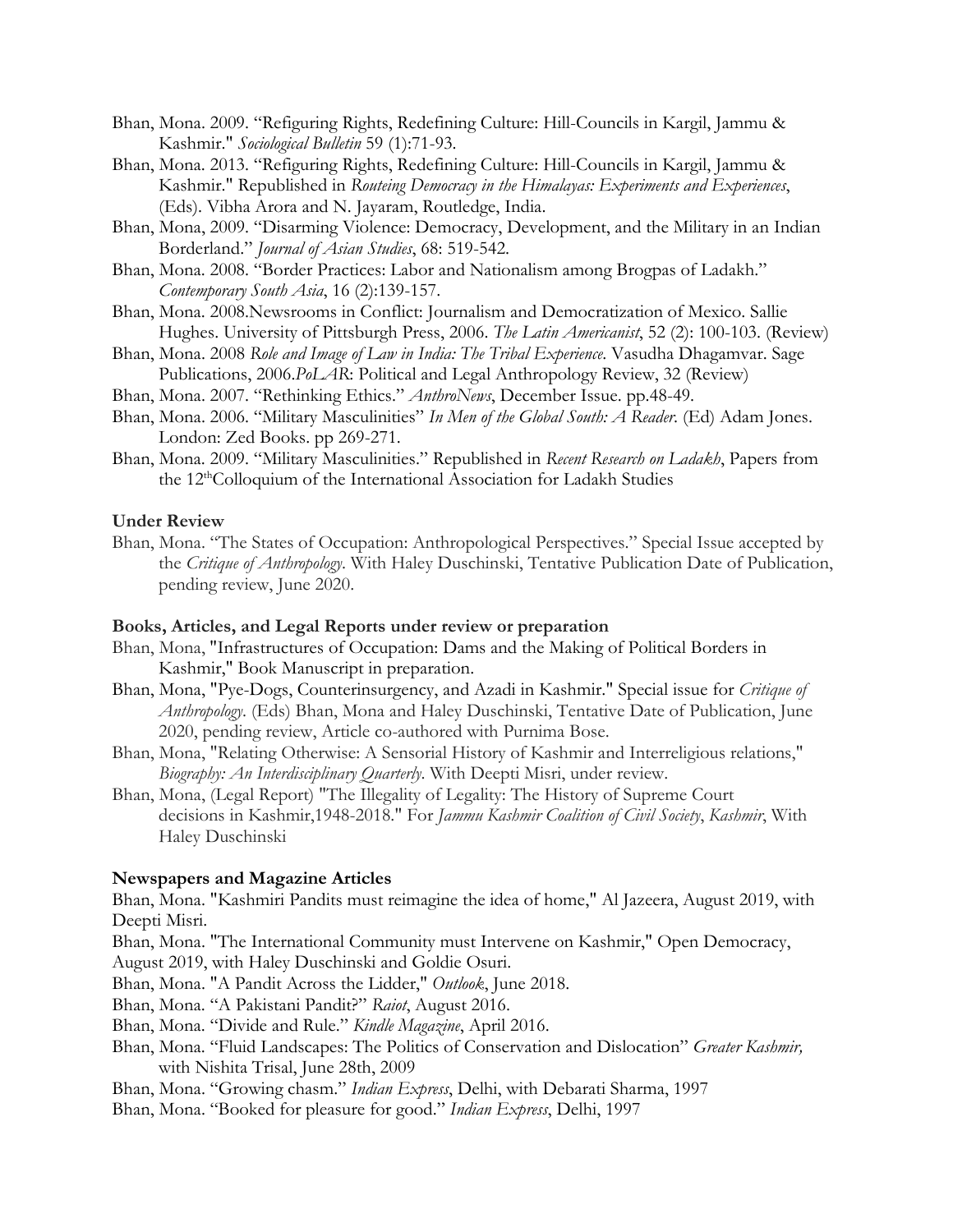Bhan, Mona. 2009. "Refiguring Rights, Redefining Culture: Hill-Councils in Kargil, Jammu & Kashmir." *Sociological Bulletin* 59 (1):71-93.

Bhan, Mona. 2013. "Refiguring Rights, Redefining Culture: Hill-Councils in Kargil, Jammu & Kashmir." Republished in *Routeing Democracy in the Himalayas: Experiments and Experiences*, (Eds). Vibha Arora and N. Jayaram, Routledge, India.

Bhan, Mona, 2009. "Disarming Violence: Democracy, Development, and the Military in an Indian Borderland." *Journal of Asian Studies*, 68: 519-542.

Bhan, Mona. 2008. "Border Practices: Labor and Nationalism among Brogpas of Ladakh." *Contemporary South Asia*, 16 (2):139-157.

Bhan, Mona. 2008.Newsrooms in Conflict: Journalism and Democratization of Mexico. Sallie Hughes. University of Pittsburgh Press, 2006. *The Latin Americanist*, 52 (2): 100-103. (Review)

Bhan, Mona. 2008 *Role and Image of Law in India: The Tribal Experience*. Vasudha Dhagamvar. Sage Publications, 2006.*PoLAR*: Political and Legal Anthropology Review, 32 (Review)

Bhan, Mona. 2007. "Rethinking Ethics." *AnthroNews*, December Issue. pp.48-49.

Bhan, Mona. 2006. "Military Masculinities" *In Men of the Global South: A Reader*. (Ed) Adam Jones. London: Zed Books. pp 269-271.

Bhan, Mona. 2009. "Military Masculinities." Republished in *Recent Research on Ladakh*, Papers from the 12thColloquium of the International Association for Ladakh Studies

### Under Review

Bhan, Mona. "The States of Occupation: Anthropological Perspectives." Special Issue accepted by the *Critique of Anthropology*. With Haley Duschinski, Tentative Publication Date of Publication, pending review, June 2020.

### Books, Articles, and Legal Reports under review or preparation

Bhan, Mona, "Infrastructures of Occupation: Dams and the Making of Political Borders in Kashmir," Book Manuscript in preparation.

Bhan, Mona, "Pye-Dogs, Counterinsurgency, and Azadi in Kashmir." Special issue for *Critique of Anthropology*. (Eds) Bhan, Mona and Haley Duschinski, Tentative Date of Publication, June 2020, pending review, Article co-authored with Purnima Bose.

Bhan, Mona, "Relating Otherwise: A Sensorial History of Kashmir and Interreligious relations," *Biography: An Interdisciplinary Quarterly*. With Deepti Misri, under review.

Bhan, Mona, (Legal Report) "The Illegality of Legality: The History of Supreme Court decisions in Kashmir,1948-2018." For *Jammu Kashmir Coalition of Civil Society*, *Kashmir*, With Haley Duschinski

### Newspapers and Magazine Articles

Bhan, Mona. "Kashmiri Pandits must reimagine the idea of home," Al Jazeera, August 2019, with Deepti Misri.

Bhan, Mona. "The International Community must Intervene on Kashmir," Open Democracy, August 2019, with Haley Duschinski and Goldie Osuri.

Bhan, Mona. "A Pandit Across the Lidder," *Outlook*, June 2018.

Bhan, Mona. "A Pakistani Pandit?" *Raiot*, August 2016.

Bhan, Mona. "Divide and Rule." *Kindle Magazine*, April 2016.

Bhan, Mona. "Fluid Landscapes: The Politics of Conservation and Dislocation" *Greater Kashmir,* with Nishita Trisal, June 28th, 2009

Bhan, Mona. "Growing chasm." *Indian Express*, Delhi, with Debarati Sharma, 1997

Bhan, Mona. "Booked for pleasure for good." *Indian Express*, Delhi, 1997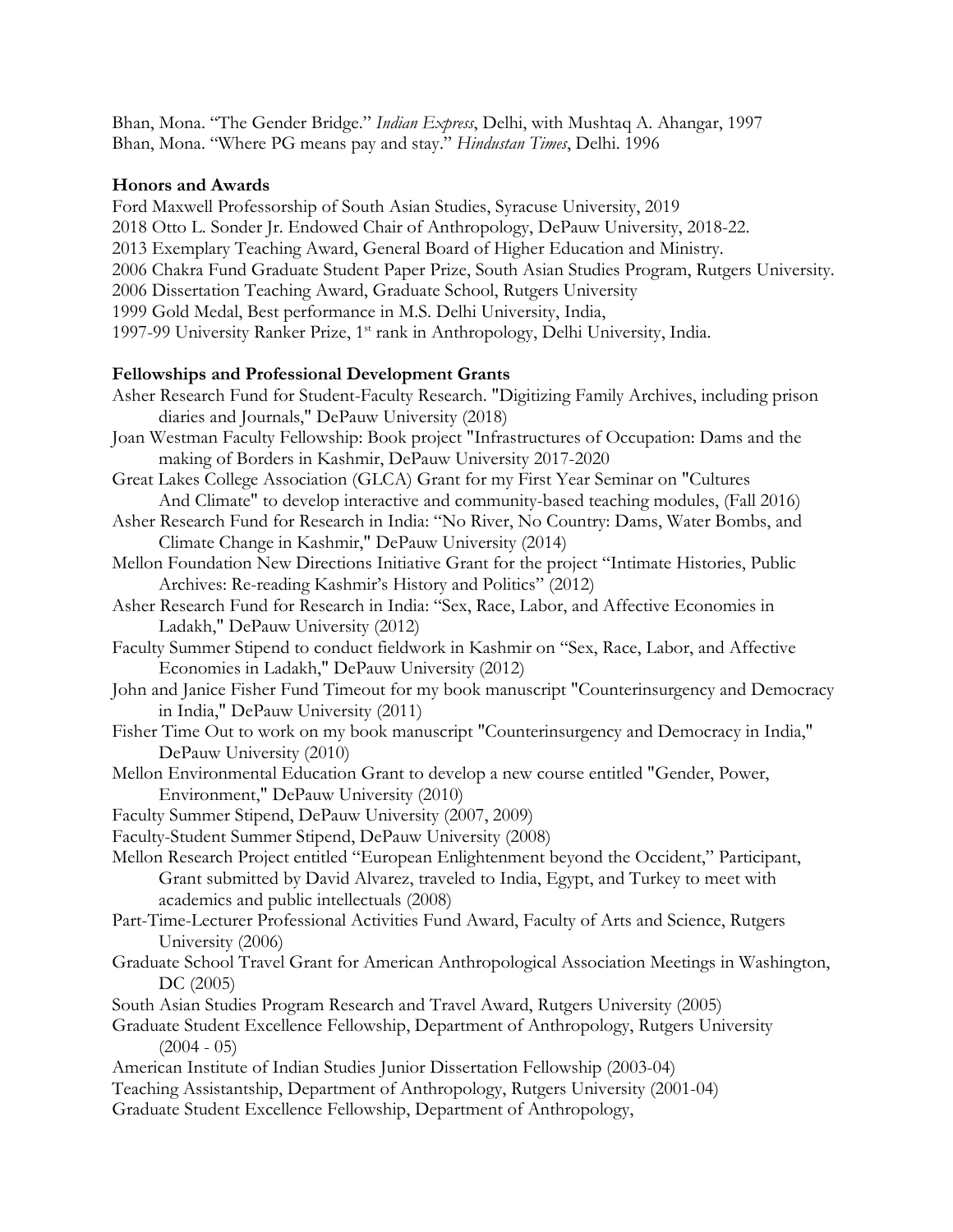Bhan, Mona. "The Gender Bridge." *Indian Express*, Delhi, with Mushtaq A. Ahangar, 1997
Bhan, Mona. "Where PG means pay and stay." *Hindustan Times*, Delhi. 1996

**Honors and Awards**

Ford Maxwell Professorship of South Asian Studies, Syracuse University, 2019
2018 Otto L. Sonder Jr. Endowed Chair of Anthropology, DePauw University, 2018-22.
2013 Exemplary Teaching Award, General Board of Higher Education and Ministry.
2006 Chakra Fund Graduate Student Paper Prize, South Asian Studies Program, Rutgers University.
2006 Dissertation Teaching Award, Graduate School, Rutgers University
1999 Gold Medal, Best performance in M.S. Delhi University, India,
1997-99 University Ranker Prize, 1st rank in Anthropology, Delhi University, India.

**Fellowships and Professional Development Grants**

Asher Research Fund for Student-Faculty Research. "Digitizing Family Archives, including prison diaries and Journals," DePauw University (2018)

Joan Westman Faculty Fellowship: Book project "Infrastructures of Occupation: Dams and the making of Borders in Kashmir, DePauw University 2017-2020

Great Lakes College Association (GLCA) Grant for my First Year Seminar on "Cultures And Climate" to develop interactive and community-based teaching modules, (Fall 2016)

Asher Research Fund for Research in India: "No River, No Country: Dams, Water Bombs, and Climate Change in Kashmir," DePauw University (2014)

Mellon Foundation New Directions Initiative Grant for the project "Intimate Histories, Public Archives: Re-reading Kashmir's History and Politics" (2012)

Asher Research Fund for Research in India: "Sex, Race, Labor, and Affective Economies in Ladakh," DePauw University (2012)

Faculty Summer Stipend to conduct fieldwork in Kashmir on "Sex, Race, Labor, and Affective Economies in Ladakh," DePauw University (2012)

John and Janice Fisher Fund Timeout for my book manuscript "Counterinsurgency and Democracy in India," DePauw University (2011)

Fisher Time Out to work on my book manuscript "Counterinsurgency and Democracy in India," DePauw University (2010)

Mellon Environmental Education Grant to develop a new course entitled "Gender, Power, Environment," DePauw University (2010)

Faculty Summer Stipend, DePauw University (2007, 2009)

Faculty-Student Summer Stipend, DePauw University (2008)

Mellon Research Project entitled "European Enlightenment beyond the Occident," Participant, Grant submitted by David Alvarez, traveled to India, Egypt, and Turkey to meet with academics and public intellectuals (2008)

Part-Time-Lecturer Professional Activities Fund Award, Faculty of Arts and Science, Rutgers University (2006)

Graduate School Travel Grant for American Anthropological Association Meetings in Washington, DC (2005)

South Asian Studies Program Research and Travel Award, Rutgers University (2005)

Graduate Student Excellence Fellowship, Department of Anthropology, Rutgers University (2004 - 05)

American Institute of Indian Studies Junior Dissertation Fellowship (2003-04)

Teaching Assistantship, Department of Anthropology, Rutgers University (2001-04)

Graduate Student Excellence Fellowship, Department of Anthropology,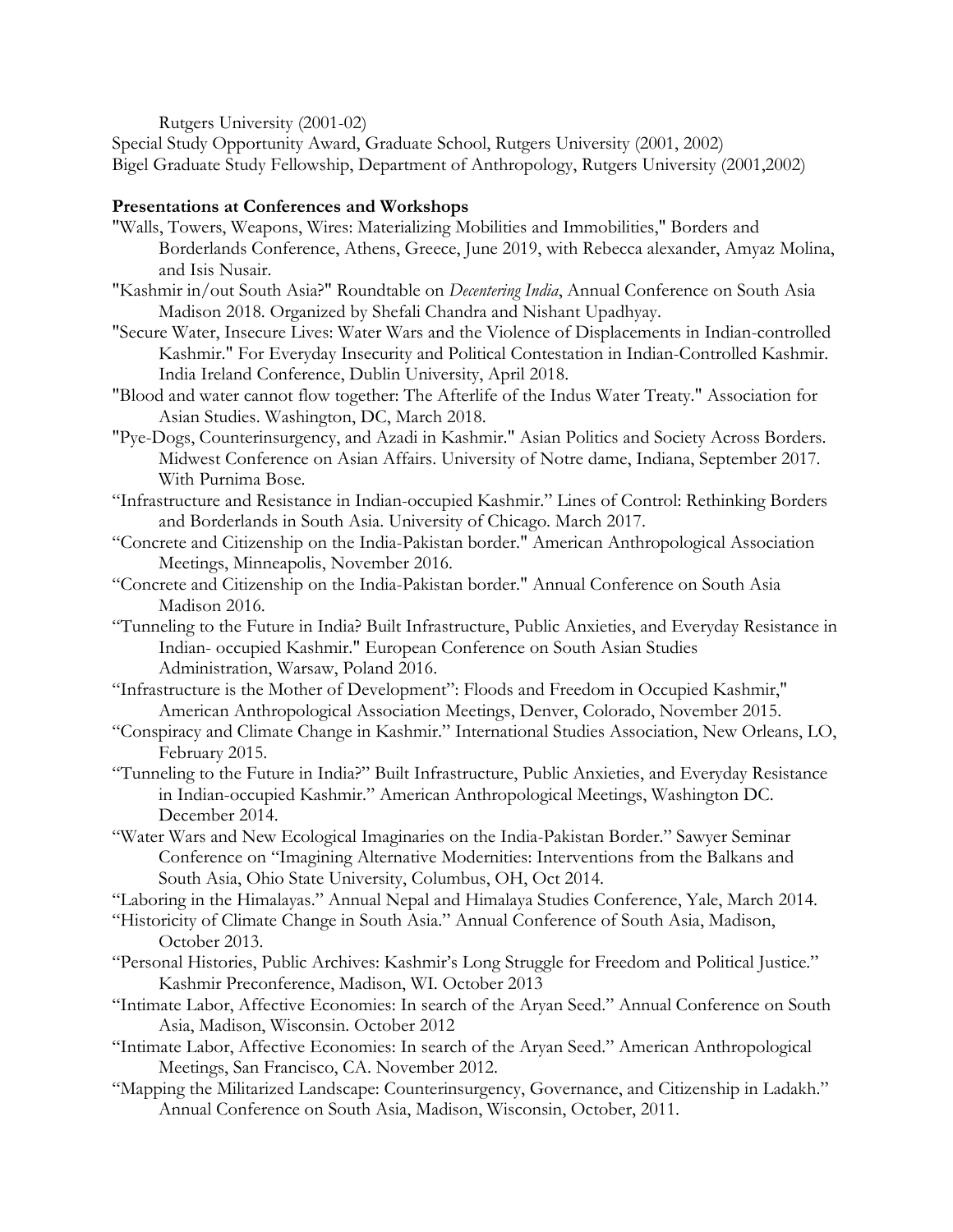Rutgers University (2001-02)

Special Study Opportunity Award, Graduate School, Rutgers University (2001, 2002)

Bigel Graduate Study Fellowship, Department of Anthropology, Rutgers University (2001,2002)

**Presentations at Conferences and Workshops**

"Walls, Towers, Weapons, Wires: Materializing Mobilities and Immobilities," Borders and Borderlands Conference, Athens, Greece, June 2019, with Rebecca alexander, Amyaz Molina, and Isis Nusair.

"Kashmir in/out South Asia?" Roundtable on *Decentering India*, Annual Conference on South Asia Madison 2018. Organized by Shefali Chandra and Nishant Upadhyay.

"Secure Water, Insecure Lives: Water Wars and the Violence of Displacements in Indian-controlled Kashmir." For Everyday Insecurity and Political Contestation in Indian-Controlled Kashmir. India Ireland Conference, Dublin University, April 2018.

"Blood and water cannot flow together: The Afterlife of the Indus Water Treaty." Association for Asian Studies. Washington, DC, March 2018.

"Pye-Dogs, Counterinsurgency, and Azadi in Kashmir." Asian Politics and Society Across Borders. Midwest Conference on Asian Affairs. University of Notre dame, Indiana, September 2017. With Purnima Bose.

"Infrastructure and Resistance in Indian-occupied Kashmir." Lines of Control: Rethinking Borders and Borderlands in South Asia. University of Chicago. March 2017.

"Concrete and Citizenship on the India-Pakistan border." American Anthropological Association Meetings, Minneapolis, November 2016.

"Concrete and Citizenship on the India-Pakistan border." Annual Conference on South Asia Madison 2016.

"Tunneling to the Future in India? Built Infrastructure, Public Anxieties, and Everyday Resistance in Indian- occupied Kashmir." European Conference on South Asian Studies Administration, Warsaw, Poland 2016.

"Infrastructure is the Mother of Development": Floods and Freedom in Occupied Kashmir," American Anthropological Association Meetings, Denver, Colorado, November 2015.

"Conspiracy and Climate Change in Kashmir." International Studies Association, New Orleans, LO, February 2015.

"Tunneling to the Future in India?" Built Infrastructure, Public Anxieties, and Everyday Resistance in Indian-occupied Kashmir." American Anthropological Meetings, Washington DC. December 2014.

"Water Wars and New Ecological Imaginaries on the India-Pakistan Border." Sawyer Seminar Conference on "Imagining Alternative Modernities: Interventions from the Balkans and South Asia, Ohio State University, Columbus, OH, Oct 2014.

"Laboring in the Himalayas." Annual Nepal and Himalaya Studies Conference, Yale, March 2014.

"Historicity of Climate Change in South Asia." Annual Conference of South Asia, Madison, October 2013.

"Personal Histories, Public Archives: Kashmir's Long Struggle for Freedom and Political Justice." Kashmir Preconference, Madison, WI. October 2013

"Intimate Labor, Affective Economies: In search of the Aryan Seed." Annual Conference on South Asia, Madison, Wisconsin. October 2012

"Intimate Labor, Affective Economies: In search of the Aryan Seed." American Anthropological Meetings, San Francisco, CA. November 2012.

"Mapping the Militarized Landscape: Counterinsurgency, Governance, and Citizenship in Ladakh." Annual Conference on South Asia, Madison, Wisconsin, October, 2011.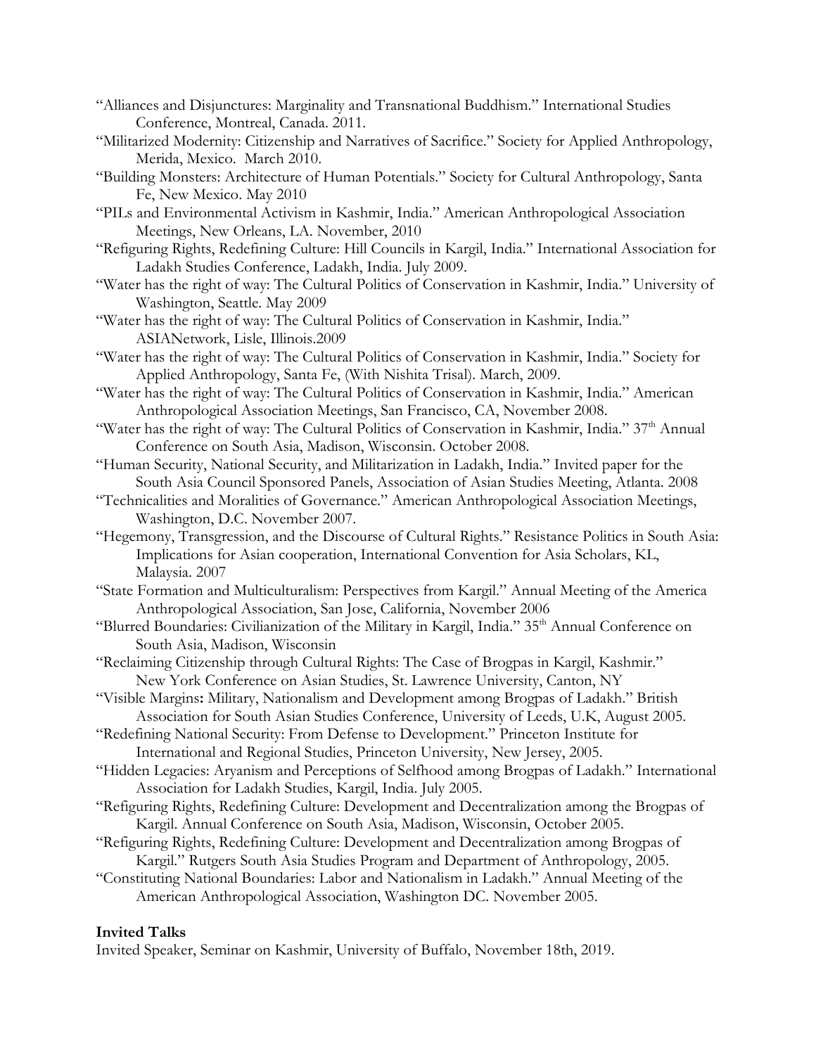"Alliances and Disjunctures: Marginality and Transnational Buddhism." International Studies Conference, Montreal, Canada. 2011.

"Militarized Modernity: Citizenship and Narratives of Sacrifice." Society for Applied Anthropology, Merida, Mexico. March 2010.

"Building Monsters: Architecture of Human Potentials." Society for Cultural Anthropology, Santa Fe, New Mexico. May 2010

"PILs and Environmental Activism in Kashmir, India." American Anthropological Association Meetings, New Orleans, LA. November, 2010

"Refiguring Rights, Redefining Culture: Hill Councils in Kargil, India." International Association for Ladakh Studies Conference, Ladakh, India. July 2009.

"Water has the right of way: The Cultural Politics of Conservation in Kashmir, India." University of Washington, Seattle. May 2009

"Water has the right of way: The Cultural Politics of Conservation in Kashmir, India." ASIANetwork, Lisle, Illinois.2009

"Water has the right of way: The Cultural Politics of Conservation in Kashmir, India." Society for Applied Anthropology, Santa Fe, (With Nishita Trisal). March, 2009.

"Water has the right of way: The Cultural Politics of Conservation in Kashmir, India." American Anthropological Association Meetings, San Francisco, CA, November 2008.

"Water has the right of way: The Cultural Politics of Conservation in Kashmir, India." 37th Annual Conference on South Asia, Madison, Wisconsin. October 2008.

"Human Security, National Security, and Militarization in Ladakh, India." Invited paper for the South Asia Council Sponsored Panels, Association of Asian Studies Meeting, Atlanta. 2008

"Technicalities and Moralities of Governance." American Anthropological Association Meetings, Washington, D.C. November 2007.

"Hegemony, Transgression, and the Discourse of Cultural Rights." Resistance Politics in South Asia: Implications for Asian cooperation, International Convention for Asia Scholars, KL, Malaysia. 2007

"State Formation and Multiculturalism: Perspectives from Kargil." Annual Meeting of the America Anthropological Association, San Jose, California, November 2006

"Blurred Boundaries: Civilianization of the Military in Kargil, India." 35th Annual Conference on South Asia, Madison, Wisconsin

"Reclaiming Citizenship through Cultural Rights: The Case of Brogpas in Kargil, Kashmir." New York Conference on Asian Studies, St. Lawrence University, Canton, NY

"Visible Margins**:** Military, Nationalism and Development among Brogpas of Ladakh." British Association for South Asian Studies Conference, University of Leeds, U.K, August 2005.

"Redefining National Security: From Defense to Development." Princeton Institute for International and Regional Studies, Princeton University, New Jersey, 2005.

"Hidden Legacies: Aryanism and Perceptions of Selfhood among Brogpas of Ladakh." International Association for Ladakh Studies, Kargil, India. July 2005.

"Refiguring Rights, Redefining Culture: Development and Decentralization among the Brogpas of Kargil. Annual Conference on South Asia, Madison, Wisconsin, October 2005.

"Refiguring Rights, Redefining Culture: Development and Decentralization among Brogpas of Kargil." Rutgers South Asia Studies Program and Department of Anthropology, 2005.

"Constituting National Boundaries: Labor and Nationalism in Ladakh." Annual Meeting of the American Anthropological Association, Washington DC. November 2005.

**Invited Talks**

Invited Speaker, Seminar on Kashmir, University of Buffalo, November 18th, 2019.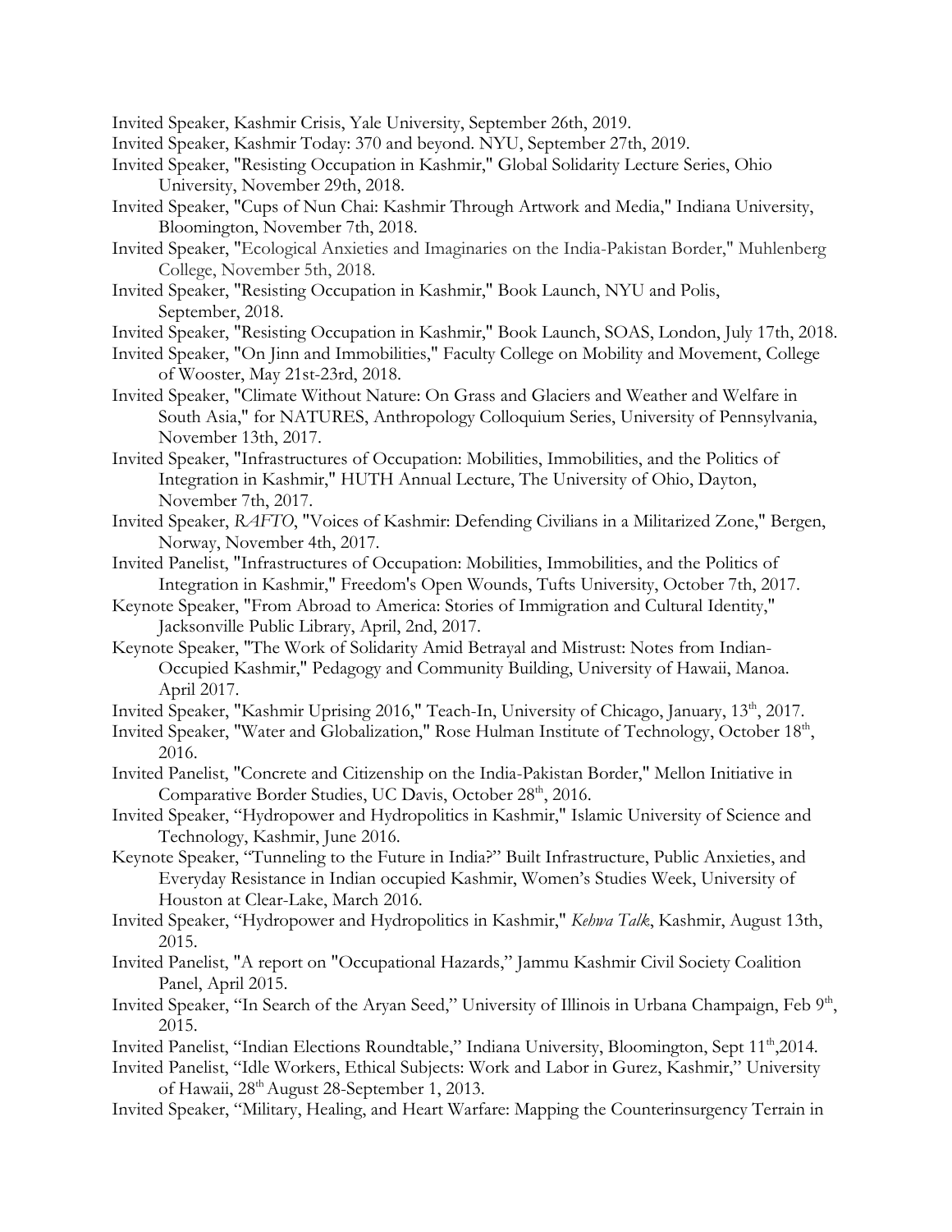Invited Speaker, Kashmir Crisis, Yale University, September 26th, 2019.

Invited Speaker, Kashmir Today: 370 and beyond. NYU, September 27th, 2019.

Invited Speaker, "Resisting Occupation in Kashmir," Global Solidarity Lecture Series, Ohio University, November 29th, 2018.

Invited Speaker, "Cups of Nun Chai: Kashmir Through Artwork and Media," Indiana University, Bloomington, November 7th, 2018.

Invited Speaker, "Ecological Anxieties and Imaginaries on the India-Pakistan Border," Muhlenberg College, November 5th, 2018.

Invited Speaker, "Resisting Occupation in Kashmir," Book Launch, NYU and Polis, September, 2018.

Invited Speaker, "Resisting Occupation in Kashmir," Book Launch, SOAS, London, July 17th, 2018.

Invited Speaker, "On Jinn and Immobilities," Faculty College on Mobility and Movement, College of Wooster, May 21st-23rd, 2018.

Invited Speaker, "Climate Without Nature: On Grass and Glaciers and Weather and Welfare in South Asia," for NATURES, Anthropology Colloquium Series, University of Pennsylvania, November 13th, 2017.

Invited Speaker, "Infrastructures of Occupation: Mobilities, Immobilities, and the Politics of Integration in Kashmir," HUTH Annual Lecture, The University of Ohio, Dayton, November 7th, 2017.

Invited Speaker, *RAFTO*, "Voices of Kashmir: Defending Civilians in a Militarized Zone," Bergen, Norway, November 4th, 2017.

Invited Panelist, "Infrastructures of Occupation: Mobilities, Immobilities, and the Politics of Integration in Kashmir," Freedom's Open Wounds, Tufts University, October 7th, 2017.

Keynote Speaker, "From Abroad to America: Stories of Immigration and Cultural Identity," Jacksonville Public Library, April, 2nd, 2017.

Keynote Speaker, "The Work of Solidarity Amid Betrayal and Mistrust: Notes from Indian-Occupied Kashmir," Pedagogy and Community Building, University of Hawaii, Manoa. April 2017.

Invited Speaker, "Kashmir Uprising 2016," Teach-In, University of Chicago, January, 13th, 2017.

Invited Speaker, "Water and Globalization," Rose Hulman Institute of Technology, October 18th, 2016.

Invited Panelist, "Concrete and Citizenship on the India-Pakistan Border," Mellon Initiative in Comparative Border Studies, UC Davis, October 28th, 2016.

Invited Speaker, "Hydropower and Hydropolitics in Kashmir," Islamic University of Science and Technology, Kashmir, June 2016.

Keynote Speaker, "Tunneling to the Future in India?" Built Infrastructure, Public Anxieties, and Everyday Resistance in Indian occupied Kashmir, Women's Studies Week, University of Houston at Clear-Lake, March 2016.

Invited Speaker, "Hydropower and Hydropolitics in Kashmir," *Kehwa Talk*, Kashmir, August 13th, 2015.

Invited Panelist, "A report on "Occupational Hazards," Jammu Kashmir Civil Society Coalition Panel, April 2015.

Invited Speaker, "In Search of the Aryan Seed," University of Illinois in Urbana Champaign, Feb 9th, 2015.

Invited Panelist, "Indian Elections Roundtable," Indiana University, Bloomington, Sept 11th,2014.

Invited Panelist, "Idle Workers, Ethical Subjects: Work and Labor in Gurez, Kashmir," University of Hawaii, 28th August 28-September 1, 2013.

Invited Speaker, "Military, Healing, and Heart Warfare: Mapping the Counterinsurgency Terrain in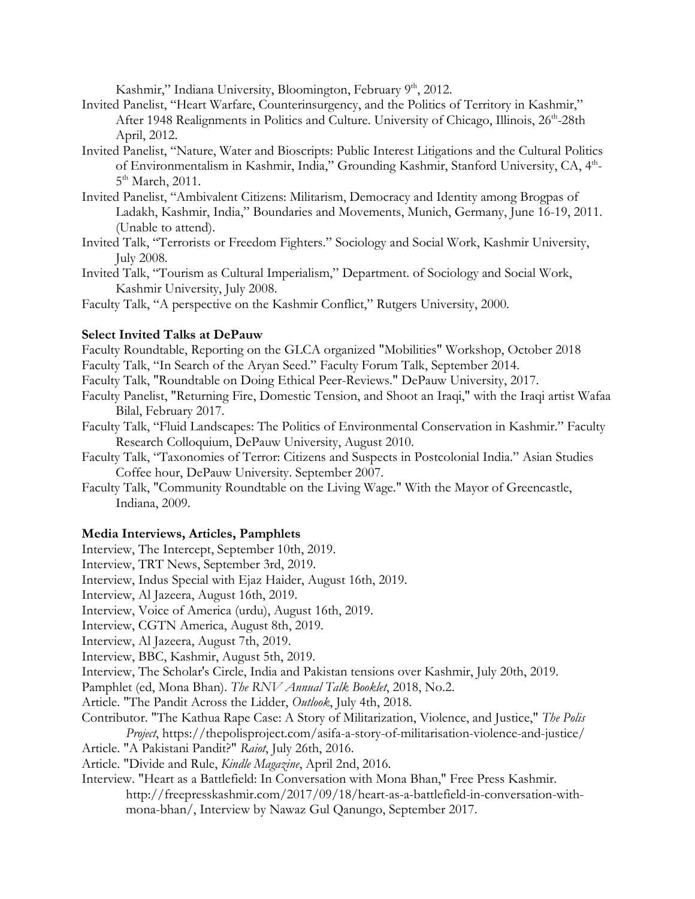Kashmir," Indiana University, Bloomington, February 9th, 2012.

Invited Panelist, "Heart Warfare, Counterinsurgency, and the Politics of Territory in Kashmir," After 1948 Realignments in Politics and Culture. University of Chicago, Illinois, 26th-28th April, 2012.

Invited Panelist, "Nature, Water and Bioscripts: Public Interest Litigations and the Cultural Politics of Environmentalism in Kashmir, India," Grounding Kashmir, Stanford University, CA, 4th-5th March, 2011.

Invited Panelist, "Ambivalent Citizens: Militarism, Democracy and Identity among Brogpas of Ladakh, Kashmir, India," Boundaries and Movements, Munich, Germany, June 16-19, 2011. (Unable to attend).

Invited Talk, "Terrorists or Freedom Fighters." Sociology and Social Work, Kashmir University, July 2008.

Invited Talk, "Tourism as Cultural Imperialism," Department. of Sociology and Social Work, Kashmir University, July 2008.

Faculty Talk, "A perspective on the Kashmir Conflict," Rutgers University, 2000.

**Select Invited Talks at DePauw**

Faculty Roundtable, Reporting on the GLCA organized "Mobilities" Workshop, October 2018

Faculty Talk, "In Search of the Aryan Seed." Faculty Forum Talk, September 2014.

Faculty Talk, "Roundtable on Doing Ethical Peer-Reviews." DePauw University, 2017.

Faculty Panelist, "Returning Fire, Domestic Tension, and Shoot an Iraqi," with the Iraqi artist Wafaa Bilal, February 2017.

Faculty Talk, "Fluid Landscapes: The Politics of Environmental Conservation in Kashmir." Faculty Research Colloquium, DePauw University, August 2010.

Faculty Talk, "Taxonomies of Terror: Citizens and Suspects in Postcolonial India." Asian Studies Coffee hour, DePauw University. September 2007.

Faculty Talk, "Community Roundtable on the Living Wage." With the Mayor of Greencastle, Indiana, 2009.

**Media Interviews, Articles, Pamphlets**

Interview, The Intercept, September 10th, 2019.

Interview, TRT News, September 3rd, 2019.

Interview, Indus Special with Ejaz Haider, August 16th, 2019.

Interview, Al Jazeera, August 16th, 2019.

Interview, Voice of America (urdu), August 16th, 2019.

Interview, CGTN America, August 8th, 2019.

Interview, Al Jazeera, August 7th, 2019.

Interview, BBC, Kashmir, August 5th, 2019.

Interview, The Scholar's Circle, India and Pakistan tensions over Kashmir, July 20th, 2019.

Pamphlet (ed, Mona Bhan). *The RNV Annual Talk Booklet*, 2018, No.2.

Article. "The Pandit Across the Lidder, *Outlook*, July 4th, 2018.

Contributor. "The Kathua Rape Case: A Story of Militarization, Violence, and Justice," *The Polis Project*, https://thepolisproject.com/asifa-a-story-of-militarisation-violence-and-justice/

Article. "A Pakistani Pandit?" *Raiot*, July 26th, 2016.

Article. "Divide and Rule, *Kindle Magazine*, April 2nd, 2016.

Interview. "Heart as a Battlefield: In Conversation with Mona Bhan," Free Press Kashmir. http://freepresskashmir.com/2017/09/18/heart-as-a-battlefield-in-conversation-with-mona-bhan/, Interview by Nawaz Gul Qanungo, September 2017.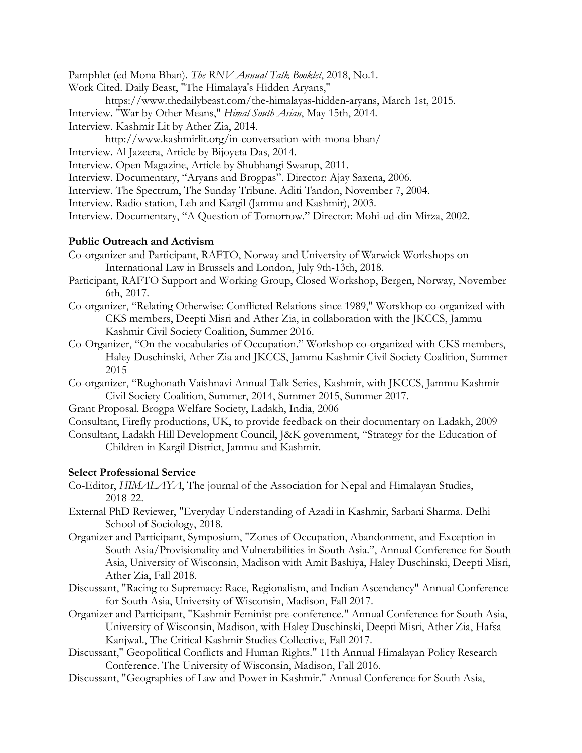Pamphlet (ed Mona Bhan). *The RNV Annual Talk Booklet*, 2018, No.1.

Work Cited. Daily Beast, "The Himalaya's Hidden Aryans," https://www.thedailybeast.com/the-himalayas-hidden-aryans, March 1st, 2015.

Interview. "War by Other Means," *Himal South Asian*, May 15th, 2014.

Interview. Kashmir Lit by Ather Zia, 2014. http://www.kashmirlit.org/in-conversation-with-mona-bhan/

Interview. Al Jazeera, Article by Bijoyeta Das, 2014.

Interview. Open Magazine, Article by Shubhangi Swarup, 2011.

Interview. Documentary, "Aryans and Brogpas". Director: Ajay Saxena, 2006.

Interview. The Spectrum, The Sunday Tribune. Aditi Tandon, November 7, 2004.

Interview. Radio station, Leh and Kargil (Jammu and Kashmir), 2003.

Interview. Documentary, "A Question of Tomorrow." Director: Mohi-ud-din Mirza, 2002.

**Public Outreach and Activism**

Co-organizer and Participant, RAFTO, Norway and University of Warwick Workshops on International Law in Brussels and London, July 9th-13th, 2018.

Participant, RAFTO Support and Working Group, Closed Workshop, Bergen, Norway, November 6th, 2017.

Co-organizer, "Relating Otherwise: Conflicted Relations since 1989," Worskhop co-organized with CKS members, Deepti Misri and Ather Zia, in collaboration with the JKCCS, Jammu Kashmir Civil Society Coalition, Summer 2016.

Co-Organizer, "On the vocabularies of Occupation." Workshop co-organized with CKS members, Haley Duschinski, Ather Zia and JKCCS, Jammu Kashmir Civil Society Coalition, Summer 2015

Co-organizer, "Rughonath Vaishnavi Annual Talk Series, Kashmir, with JKCCS, Jammu Kashmir Civil Society Coalition, Summer, 2014, Summer 2015, Summer 2017.

Grant Proposal. Brogpa Welfare Society, Ladakh, India, 2006

Consultant, Firefly productions, UK, to provide feedback on their documentary on Ladakh, 2009

Consultant, Ladakh Hill Development Council, J&K government, "Strategy for the Education of Children in Kargil District, Jammu and Kashmir.

**Select Professional Service**

Co-Editor, *HIMALAYA*, The journal of the Association for Nepal and Himalayan Studies, 2018-22.

External PhD Reviewer, "Everyday Understanding of Azadi in Kashmir, Sarbani Sharma. Delhi School of Sociology, 2018.

Organizer and Participant, Symposium, "Zones of Occupation, Abandonment, and Exception in South Asia/Provisionality and Vulnerabilities in South Asia.", Annual Conference for South Asia, University of Wisconsin, Madison with Amit Bashiya, Haley Duschinski, Deepti Misri, Ather Zia, Fall 2018.

Discussant, "Racing to Supremacy: Race, Regionalism, and Indian Ascendency" Annual Conference for South Asia, University of Wisconsin, Madison, Fall 2017.

Organizer and Participant, "Kashmir Feminist pre-conference." Annual Conference for South Asia, University of Wisconsin, Madison, with Haley Duschinski, Deepti Misri, Ather Zia, Hafsa Kanjwal., The Critical Kashmir Studies Collective, Fall 2017.

Discussant," Geopolitical Conflicts and Human Rights." 11th Annual Himalayan Policy Research Conference. The University of Wisconsin, Madison, Fall 2016.

Discussant, "Geographies of Law and Power in Kashmir." Annual Conference for South Asia,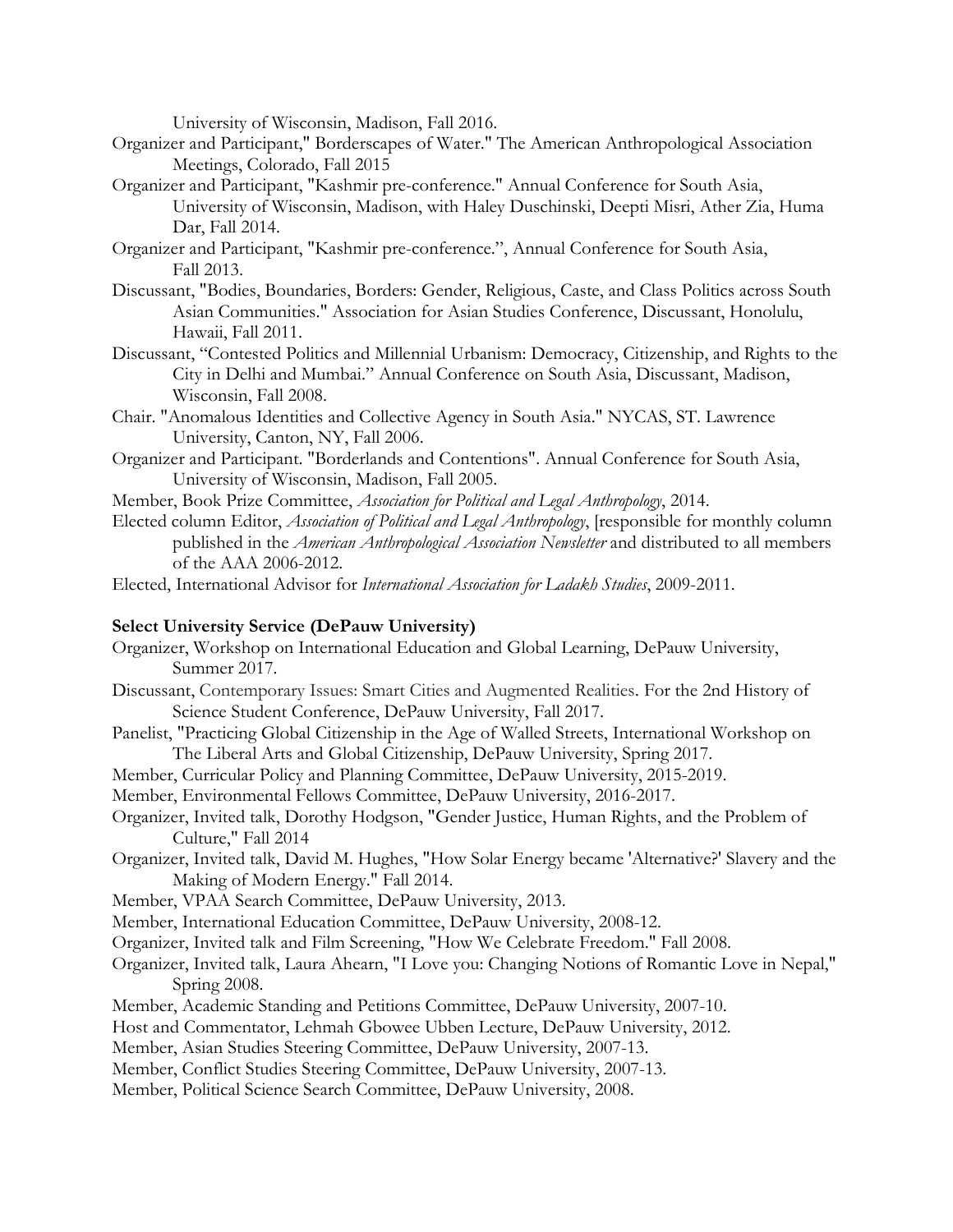University of Wisconsin, Madison, Fall 2016.

Organizer and Participant," Borderscapes of Water." The American Anthropological Association Meetings, Colorado, Fall 2015

Organizer and Participant, "Kashmir pre-conference." Annual Conference for South Asia, University of Wisconsin, Madison, with Haley Duschinski, Deepti Misri, Ather Zia, Huma Dar, Fall 2014.

Organizer and Participant, "Kashmir pre-conference.", Annual Conference for South Asia, Fall 2013.

Discussant, "Bodies, Boundaries, Borders: Gender, Religious, Caste, and Class Politics across South Asian Communities." Association for Asian Studies Conference, Discussant, Honolulu, Hawaii, Fall 2011.

Discussant, "Contested Politics and Millennial Urbanism: Democracy, Citizenship, and Rights to the City in Delhi and Mumbai." Annual Conference on South Asia, Discussant, Madison, Wisconsin, Fall 2008.

Chair. "Anomalous Identities and Collective Agency in South Asia." NYCAS, ST. Lawrence University, Canton, NY, Fall 2006.

Organizer and Participant. "Borderlands and Contentions". Annual Conference for South Asia, University of Wisconsin, Madison, Fall 2005.

Member, Book Prize Committee, *Association for Political and Legal Anthropology*, 2014.

Elected column Editor, *Association of Political and Legal Anthropology*, [responsible for monthly column published in the *American Anthropological Association Newsletter* and distributed to all members of the AAA 2006-2012.

Elected, International Advisor for *International Association for Ladakh Studies*, 2009-2011.

**Select University Service (DePauw University)**

Organizer, Workshop on International Education and Global Learning, DePauw University, Summer 2017.

Discussant, Contemporary Issues: Smart Cities and Augmented Realities. For the 2nd History of Science Student Conference, DePauw University, Fall 2017.

Panelist, "Practicing Global Citizenship in the Age of Walled Streets, International Workshop on The Liberal Arts and Global Citizenship, DePauw University, Spring 2017.

Member, Curricular Policy and Planning Committee, DePauw University, 2015-2019.

Member, Environmental Fellows Committee, DePauw University, 2016-2017.

Organizer, Invited talk, Dorothy Hodgson, "Gender Justice, Human Rights, and the Problem of Culture," Fall 2014

Organizer, Invited talk, David M. Hughes, "How Solar Energy became 'Alternative?' Slavery and the Making of Modern Energy." Fall 2014.

Member, VPAA Search Committee, DePauw University, 2013.

Member, International Education Committee, DePauw University, 2008-12.

Organizer, Invited talk and Film Screening, "How We Celebrate Freedom." Fall 2008.

Organizer, Invited talk, Laura Ahearn, "I Love you: Changing Notions of Romantic Love in Nepal," Spring 2008.

Member, Academic Standing and Petitions Committee, DePauw University, 2007-10.

Host and Commentator, Lehmah Gbowee Ubben Lecture, DePauw University, 2012.

Member, Asian Studies Steering Committee, DePauw University, 2007-13.

Member, Conflict Studies Steering Committee, DePauw University, 2007-13.

Member, Political Science Search Committee, DePauw University, 2008.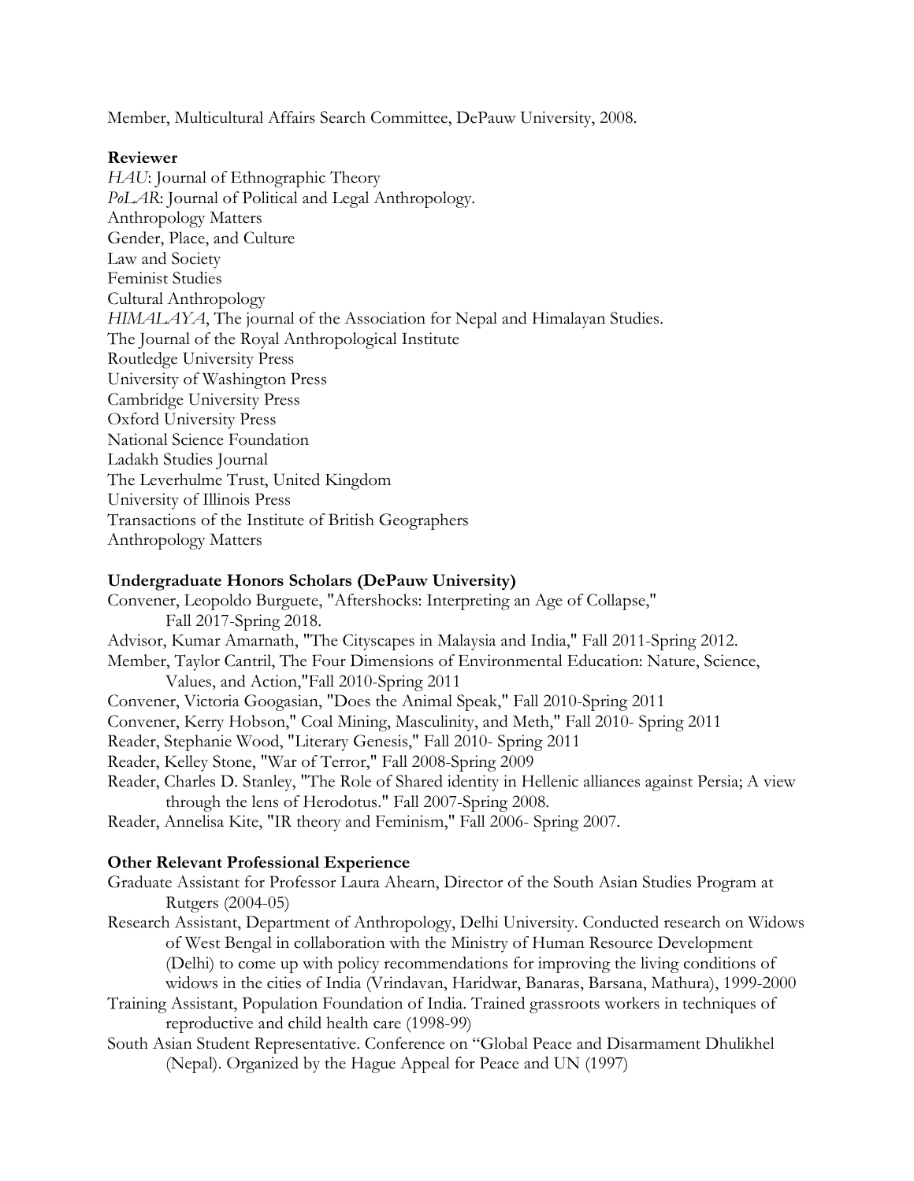Member, Multicultural Affairs Search Committee, DePauw University, 2008.

**Reviewer**

*HAU*: Journal of Ethnographic Theory
*PoLAR*: Journal of Political and Legal Anthropology.
Anthropology Matters
Gender, Place, and Culture
Law and Society
Feminist Studies
Cultural Anthropology
*HIMALAYA*, The journal of the Association for Nepal and Himalayan Studies.
The Journal of the Royal Anthropological Institute
Routledge University Press
University of Washington Press
Cambridge University Press
Oxford University Press
National Science Foundation
Ladakh Studies Journal
The Leverhulme Trust, United Kingdom
University of Illinois Press
Transactions of the Institute of British Geographers
Anthropology Matters

**Undergraduate Honors Scholars (DePauw University)**

Convener, Leopoldo Burguete, "Aftershocks: Interpreting an Age of Collapse," Fall 2017-Spring 2018.
Advisor, Kumar Amarnath, "The Cityscapes in Malaysia and India," Fall 2011-Spring 2012.
Member, Taylor Cantril, The Four Dimensions of Environmental Education: Nature, Science, Values, and Action,"Fall 2010-Spring 2011
Convener, Victoria Googasian, "Does the Animal Speak," Fall 2010-Spring 2011
Convener, Kerry Hobson," Coal Mining, Masculinity, and Meth," Fall 2010- Spring 2011
Reader, Stephanie Wood, "Literary Genesis," Fall 2010- Spring 2011
Reader, Kelley Stone, "War of Terror," Fall 2008-Spring 2009
Reader, Charles D. Stanley, "The Role of Shared identity in Hellenic alliances against Persia; A view through the lens of Herodotus." Fall 2007-Spring 2008.
Reader, Annelisa Kite, "IR theory and Feminism," Fall 2006- Spring 2007.

**Other Relevant Professional Experience**

Graduate Assistant for Professor Laura Ahearn, Director of the South Asian Studies Program at Rutgers (2004-05)
Research Assistant, Department of Anthropology, Delhi University. Conducted research on Widows of West Bengal in collaboration with the Ministry of Human Resource Development (Delhi) to come up with policy recommendations for improving the living conditions of widows in the cities of India (Vrindavan, Haridwar, Banaras, Barsana, Mathura), 1999-2000
Training Assistant, Population Foundation of India. Trained grassroots workers in techniques of reproductive and child health care (1998-99)
South Asian Student Representative. Conference on "Global Peace and Disarmament Dhulikhel (Nepal). Organized by the Hague Appeal for Peace and UN (1997)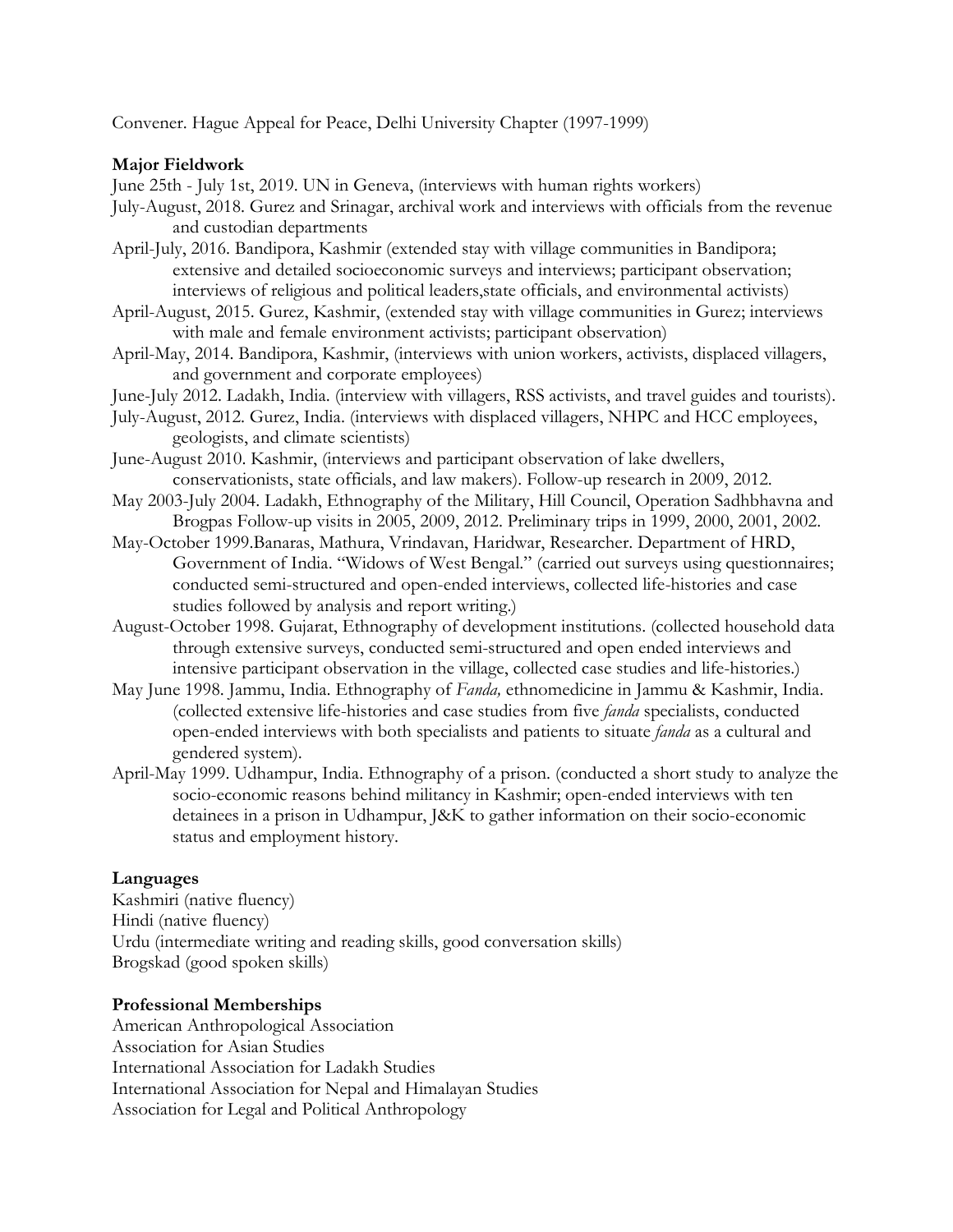Convener. Hague Appeal for Peace, Delhi University Chapter (1997-1999)

**Major Fieldwork**

June 25th - July 1st, 2019. UN in Geneva, (interviews with human rights workers)

July-August, 2018. Gurez and Srinagar, archival work and interviews with officials from the revenue and custodian departments

April-July, 2016. Bandipora, Kashmir (extended stay with village communities in Bandipora; extensive and detailed socioeconomic surveys and interviews; participant observation; interviews of religious and political leaders,state officials, and environmental activists)

April-August, 2015. Gurez, Kashmir, (extended stay with village communities in Gurez; interviews with male and female environment activists; participant observation)

April-May, 2014. Bandipora, Kashmir, (interviews with union workers, activists, displaced villagers, and government and corporate employees)

June-July 2012. Ladakh, India. (interview with villagers, RSS activists, and travel guides and tourists).

July-August, 2012. Gurez, India. (interviews with displaced villagers, NHPC and HCC employees, geologists, and climate scientists)

June-August 2010. Kashmir, (interviews and participant observation of lake dwellers, conservationists, state officials, and law makers). Follow-up research in 2009, 2012.

May 2003-July 2004. Ladakh, Ethnography of the Military, Hill Council, Operation Sadhbhavna and Brogpas Follow-up visits in 2005, 2009, 2012. Preliminary trips in 1999, 2000, 2001, 2002.

May-October 1999.Banaras, Mathura, Vrindavan, Haridwar, Researcher. Department of HRD, Government of India. "Widows of West Bengal." (carried out surveys using questionnaires; conducted semi-structured and open-ended interviews, collected life-histories and case studies followed by analysis and report writing.)

August-October 1998. Gujarat, Ethnography of development institutions. (collected household data through extensive surveys, conducted semi-structured and open ended interviews and intensive participant observation in the village, collected case studies and life-histories.)

May June 1998. Jammu, India. Ethnography of *Fanda,* ethnomedicine in Jammu & Kashmir, India. (collected extensive life-histories and case studies from five *fanda* specialists, conducted open-ended interviews with both specialists and patients to situate *fanda* as a cultural and gendered system).

April-May 1999. Udhampur, India. Ethnography of a prison. (conducted a short study to analyze the socio-economic reasons behind militancy in Kashmir; open-ended interviews with ten detainees in a prison in Udhampur, J&K to gather information on their socio-economic status and employment history.

**Languages**

Kashmiri (native fluency)
Hindi (native fluency)
Urdu (intermediate writing and reading skills, good conversation skills)
Brogskad (good spoken skills)

**Professional Memberships**

American Anthropological Association
Association for Asian Studies
International Association for Ladakh Studies
International Association for Nepal and Himalayan Studies
Association for Legal and Political Anthropology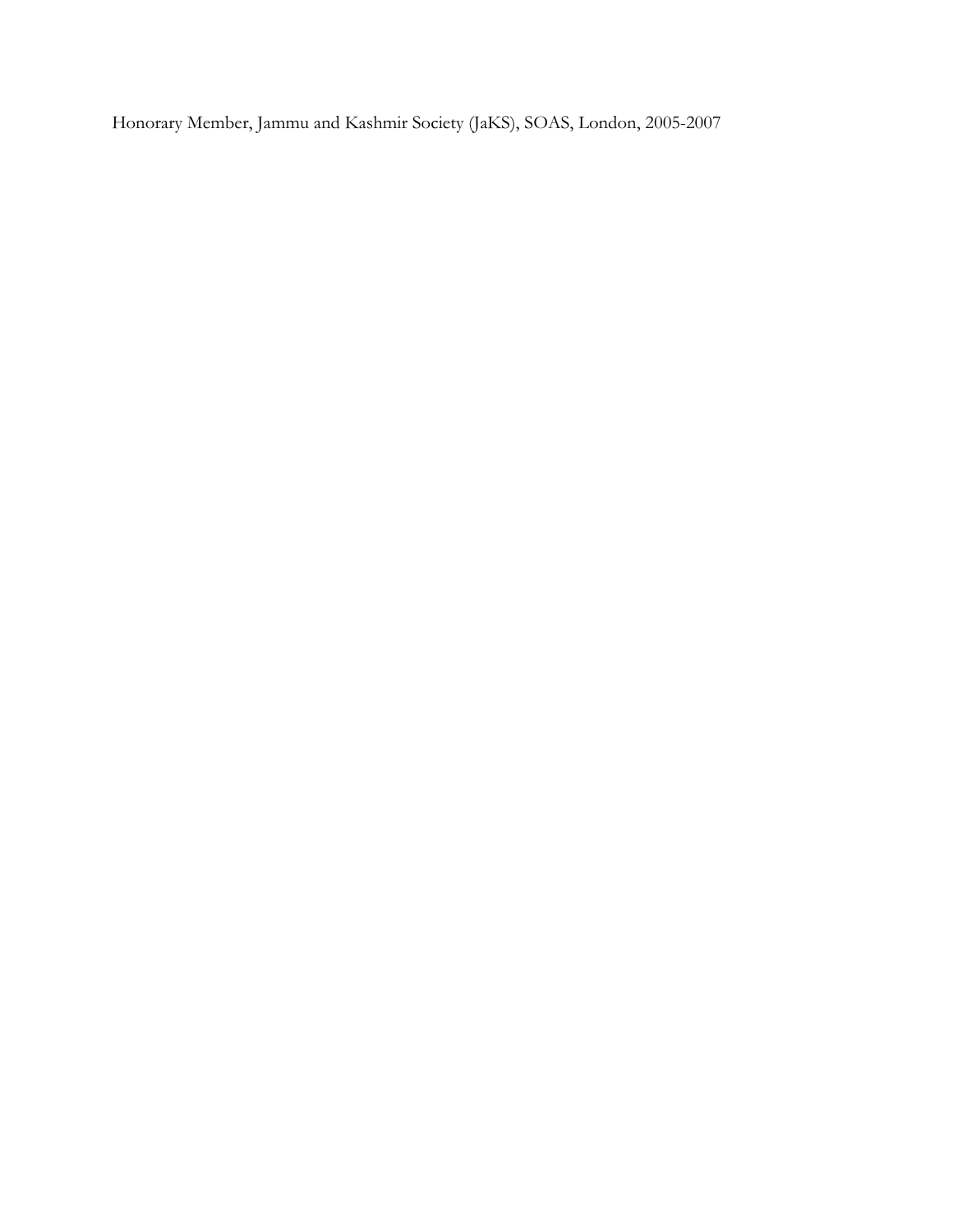Honorary Member, Jammu and Kashmir Society (JaKS), SOAS, London, 2005-2007